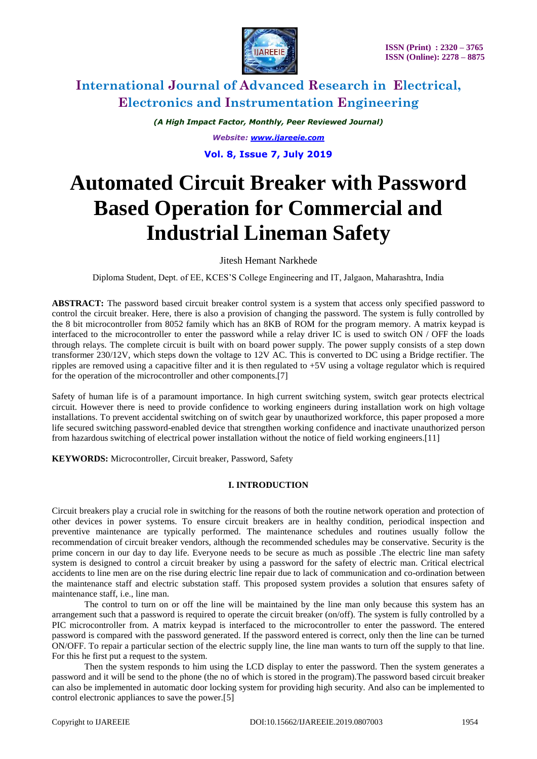# Automated Circuit Breaker with Password Based Operation for Commercial and Industrial Lineman Safety

Jitesh Hemant Narkhede

Diploma Student, Dept. of EE, KCES'S College Engineering and IT, Jalgaon, Maharashtra, India

**ABSTRACT:** The password based circuit breaker control system is a system that access only specified password to control the circuit breaker. Here, there is also a provision of changing the password. The system is fully controlled by the 8 bit microcontroller from 8052 family which has an 8KB of ROM for the program memory. A matrix keypad is interfaced to the microcontroller to enter the password while a relay driver IC is used to switch ON / OFF the loads through relays. The complete circuit is built with on board power supply. The power supply consists of a step down transformer 230/12V, which steps down the voltage to 12V AC. This is converted to DC using a Bridge rectifier. The ripples are removed using a capacitive filter and it is then regulated to +5V using a voltage regulator which is required for the operation of the microcontroller and other components.[7]

Safety of human life is of a paramount importance. In high current switching system, switch gear protects electrical circuit. However there is need to provide confidence to working engineers during installation work on high voltage installations. To prevent accidental switching on of switch gear by unauthorized workforce, this paper proposed a more life secured switching password-enabled device that strengthen working confidence and inactivate unauthorized person from hazardous switching of electrical power installation without the notice of field working engineers.[11]

**KEYWORDS:** Microcontroller, Circuit breaker, Password, Safety

## I. INTRODUCTION

Circuit breakers play a crucial role in switching for the reasons of both the routine network operation and protection of other devices in power systems. To ensure circuit breakers are in healthy condition, periodical inspection and preventive maintenance are typically performed. The maintenance schedules and routines usually follow the recommendation of circuit breaker vendors, although the recommended schedules may be conservative. Security is the prime concern in our day to day life. Everyone needs to be secure as much as possible .The electric line man safety system is designed to control a circuit breaker by using a password for the safety of electric man. Critical electrical accidents to line men are on the rise during electric line repair due to lack of communication and co-ordination between the maintenance staff and electric substation staff. This proposed system provides a solution that ensures safety of maintenance staff, i.e., line man.

The control to turn on or off the line will be maintained by the line man only because this system has an arrangement such that a password is required to operate the circuit breaker (on/off). The system is fully controlled by a PIC microcontroller from. A matrix keypad is interfaced to the microcontroller to enter the password. The entered password is compared with the password generated. If the password entered is correct, only then the line can be turned ON/OFF. To repair a particular section of the electric supply line, the line man wants to turn off the supply to that line. For this he first put a request to the system.

Then the system responds to him using the LCD display to enter the password. Then the system generates a password and it will be send to the phone (the no of which is stored in the program).The password based circuit breaker can also be implemented in automatic door locking system for providing high security. And also can be implemented to control electronic appliances to save the power.[5]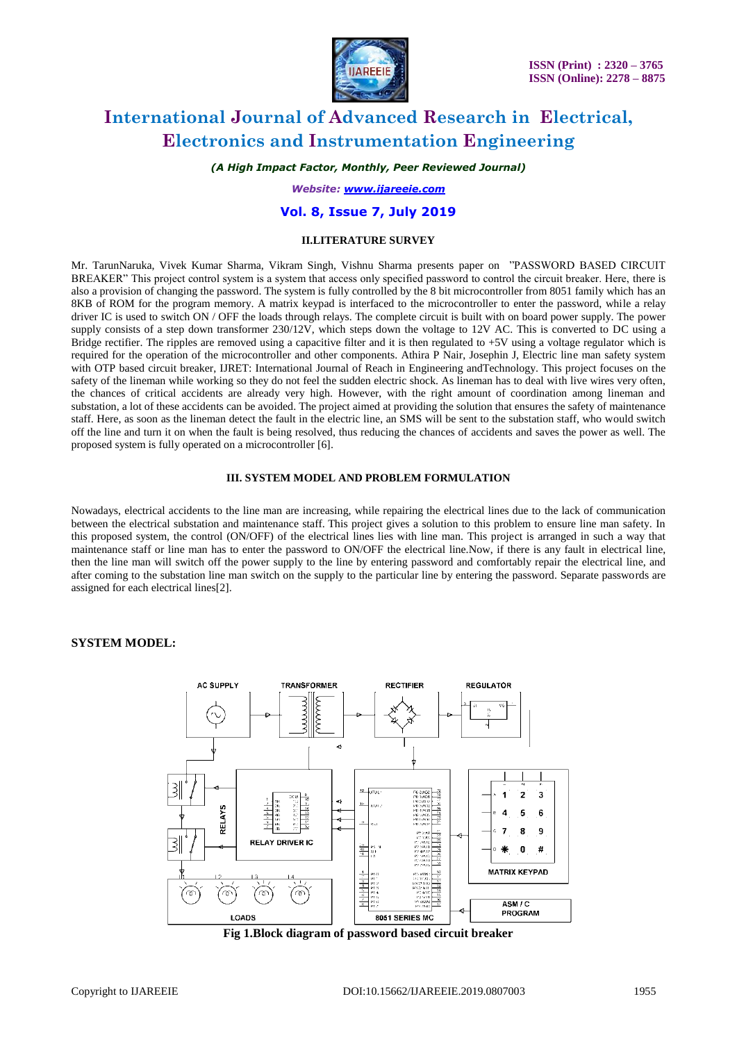## II.LITERATURE SURVEY

Mr. TarunNaruka, Vivek Kumar Sharma, Vikram Singh, Vishnu Sharma presents paper on "PASSWORD BASED CIRCUIT BREAKER" This project control system is a system that access only specified password to control the circuit breaker. Here, there is also a provision of changing the password. The system is fully controlled by the 8 bit microcontroller from 8051 family which has an 8KB of ROM for the program memory. A matrix keypad is interfaced to the microcontroller to enter the password, while a relay driver IC is used to switch ON / OFF the loads through relays. The complete circuit is built with on board power supply. The power supply consists of a step down transformer 230/12V, which steps down the voltage to 12V AC. This is converted to DC using a Bridge rectifier. The ripples are removed using a capacitive filter and it is then regulated to +5V using a voltage regulator which is required for the operation of the microcontroller and other components. Athira P Nair, Josephin J, Electric line man safety system with OTP based circuit breaker, IJRET: International Journal of Reach in Engineering andTechnology. This project focuses on the safety of the lineman while working so they do not feel the sudden electric shock. As lineman has to deal with live wires very often, the chances of critical accidents are already very high. However, with the right amount of coordination among lineman and substation, a lot of these accidents can be avoided. The project aimed at providing the solution that ensures the safety of maintenance staff. Here, as soon as the lineman detect the fault in the electric line, an SMS will be sent to the substation staff, who would switch off the line and turn it on when the fault is being resolved, thus reducing the chances of accidents and saves the power as well. The proposed system is fully operated on a microcontroller [6].

## III. SYSTEM MODEL AND PROBLEM FORMULATION

Nowadays, electrical accidents to the line man are increasing, while repairing the electrical lines due to the lack of communication between the electrical substation and maintenance staff. This project gives a solution to this problem to ensure line man safety. In this proposed system, the control (ON/OFF) of the electrical lines lies with line man. This project is arranged in such a way that maintenance staff or line man has to enter the password to ON/OFF the electrical line.Now, if there is any fault in electrical line, then the line man will switch off the power supply to the line by entering password and comfortably repair the electrical line, and after coming to the substation line man switch on the supply to the particular line by entering the password. Separate passwords are assigned for each electrical lines[2].

**SYSTEM MODEL:**

**Fig 1.Block diagram of password based circuit breaker**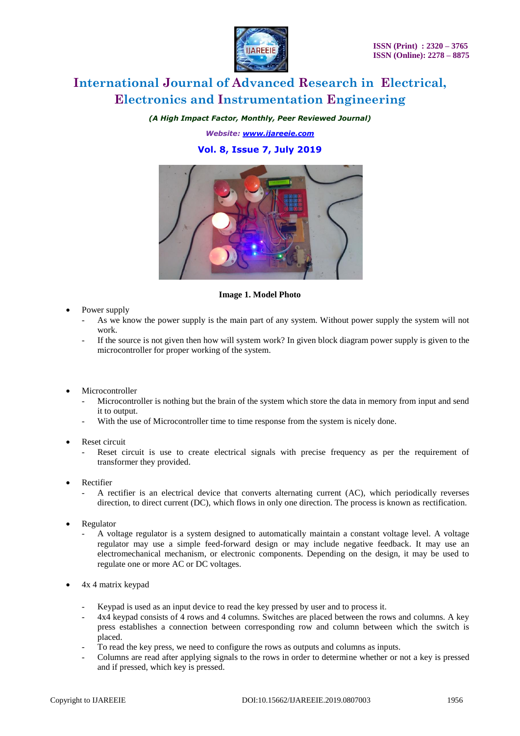**Image 1. Model Photo**

- Power supply
  - As we know the power supply is the main part of any system. Without power supply the system will not work.
  - If the source is not given then how will system work? In given block diagram power supply is given to the microcontroller for proper working of the system.

- Microcontroller
  - Microcontroller is nothing but the brain of the system which store the data in memory from input and send it to output.
  - With the use of Microcontroller time to time response from the system is nicely done.

- Reset circuit
  - Reset circuit is use to create electrical signals with precise frequency as per the requirement of transformer they provided.

- Rectifier
  - A rectifier is an electrical device that converts alternating current (AC), which periodically reverses direction, to direct current (DC), which flows in only one direction. The process is known as rectification.

- Regulator
  - A voltage regulator is a system designed to automatically maintain a constant voltage level. A voltage regulator may use a simple feed-forward design or may include negative feedback. It may use an electromechanical mechanism, or electronic components. Depending on the design, it may be used to regulate one or more AC or DC voltages.

- 4x 4 matrix keypad
  - Keypad is used as an input device to read the key pressed by user and to process it.
  - 4x4 keypad consists of 4 rows and 4 columns. Switches are placed between the rows and columns. A key press establishes a connection between corresponding row and column between which the switch is placed.
  - To read the key press, we need to configure the rows as outputs and columns as inputs.
  - Columns are read after applying signals to the rows in order to determine whether or not a key is pressed and if pressed, which key is pressed.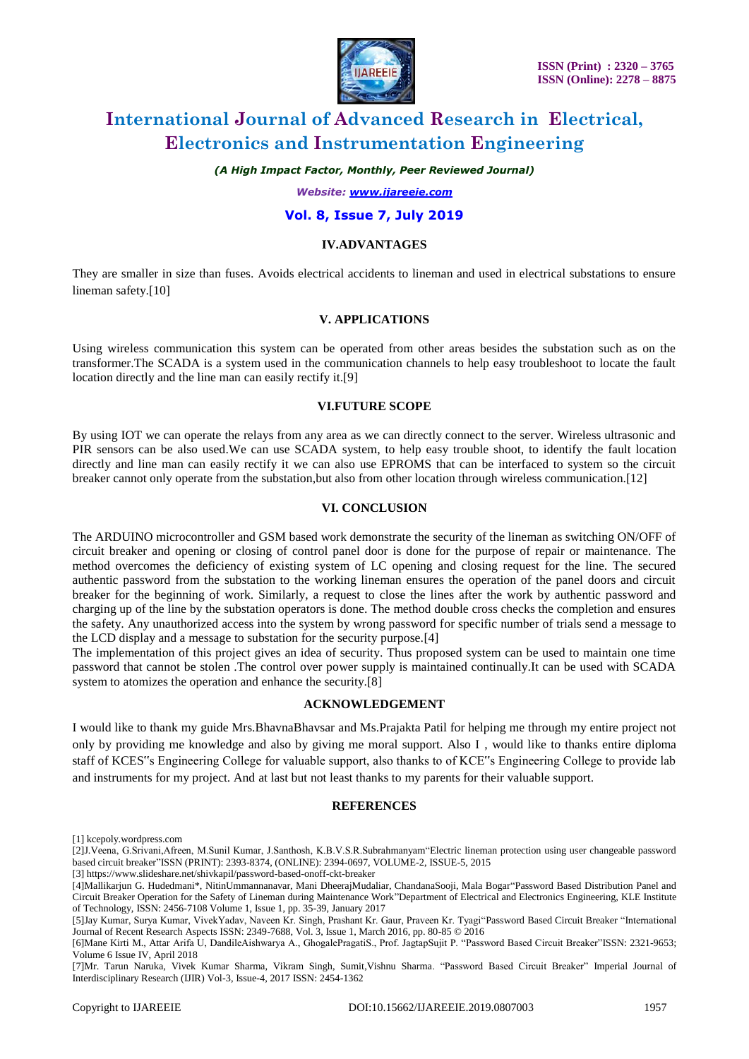## IV.ADVANTAGES

They are smaller in size than fuses. Avoids electrical accidents to lineman and used in electrical substations to ensure lineman safety.[10]

## V. APPLICATIONS

Using wireless communication this system can be operated from other areas besides the substation such as on the transformer.The SCADA is a system used in the communication channels to help easy troubleshoot to locate the fault location directly and the line man can easily rectify it.[9]

## VI.FUTURE SCOPE

By using IOT we can operate the relays from any area as we can directly connect to the server. Wireless ultrasonic and PIR sensors can be also used.We can use SCADA system, to help easy trouble shoot, to identify the fault location directly and line man can easily rectify it we can also use EPROMS that can be interfaced to system so the circuit breaker cannot only operate from the substation,but also from other location through wireless communication.[12]

## VI. CONCLUSION

The ARDUINO microcontroller and GSM based work demonstrate the security of the lineman as switching ON/OFF of circuit breaker and opening or closing of control panel door is done for the purpose of repair or maintenance. The method overcomes the deficiency of existing system of LC opening and closing request for the line. The secured authentic password from the substation to the working lineman ensures the operation of the panel doors and circuit breaker for the beginning of work. Similarly, a request to close the lines after the work by authentic password and charging up of the line by the substation operators is done. The method double cross checks the completion and ensures the safety. Any unauthorized access into the system by wrong password for specific number of trials send a message to the LCD display and a message to substation for the security purpose.[4]

The implementation of this project gives an idea of security. Thus proposed system can be used to maintain one time password that cannot be stolen .The control over power supply is maintained continually.It can be used with SCADA system to atomizes the operation and enhance the security.[8]

## ACKNOWLEDGEMENT

I would like to thank my guide Mrs.BhavnaBhavsar and Ms.Prajakta Patil for helping me through my entire project not only by providing me knowledge and also by giving me moral support. Also I , would like to thanks entire diploma staff of KCES"s Engineering College for valuable support, also thanks to of KCE"s Engineering College to provide lab and instruments for my project. And at last but not least thanks to my parents for their valuable support.

## REFERENCES

[1] kcepoly.wordpress.com

[2]J.Veena, G.Srivani,Afreen, M.Sunil Kumar, J.Santhosh, K.B.V.S.R.Subrahmanyam"Electric lineman protection using user changeable password based circuit breaker"ISSN (PRINT): 2393-8374, (ONLINE): 2394-0697, VOLUME-2, ISSUE-5, 2015

[3] https://www.slideshare.net/shivkapil/password-based-onoff-ckt-breaker

[4]Mallikarjun G. Hudedmani*, NitinUmmannanavar, Mani DheerajMudaliar, ChandanaSooji, Mala Bogar"Password Based Distribution Panel and Circuit Breaker Operation for the Safety of Lineman during Maintenance Work"Department of Electrical and Electronics Engineering, KLE Institute of Technology, ISSN: 2456-7108 Volume 1, Issue 1, pp. 35-39, January 2017

[5]Jay Kumar, Surya Kumar, VivekYadav, Naveen Kr. Singh, Prashant Kr. Gaur, Praveen Kr. Tyagi"Password Based Circuit Breaker "International Journal of Recent Research Aspects ISSN: 2349-7688, Vol. 3, Issue 1, March 2016, pp. 80-85 © 2016

[6]Mane Kirti M., Attar Arifa U, DandileAishwarya A., GhogalePragatiS., Prof. JagtapSujit P. "Password Based Circuit Breaker"ISSN: 2321-9653; Volume 6 Issue IV, April 2018

[7]Mr. Tarun Naruka, Vivek Kumar Sharma, Vikram Singh, Sumit,Vishnu Sharma. "Password Based Circuit Breaker" Imperial Journal of Interdisciplinary Research (IJIR) Vol-3, Issue-4, 2017 ISSN: 2454-1362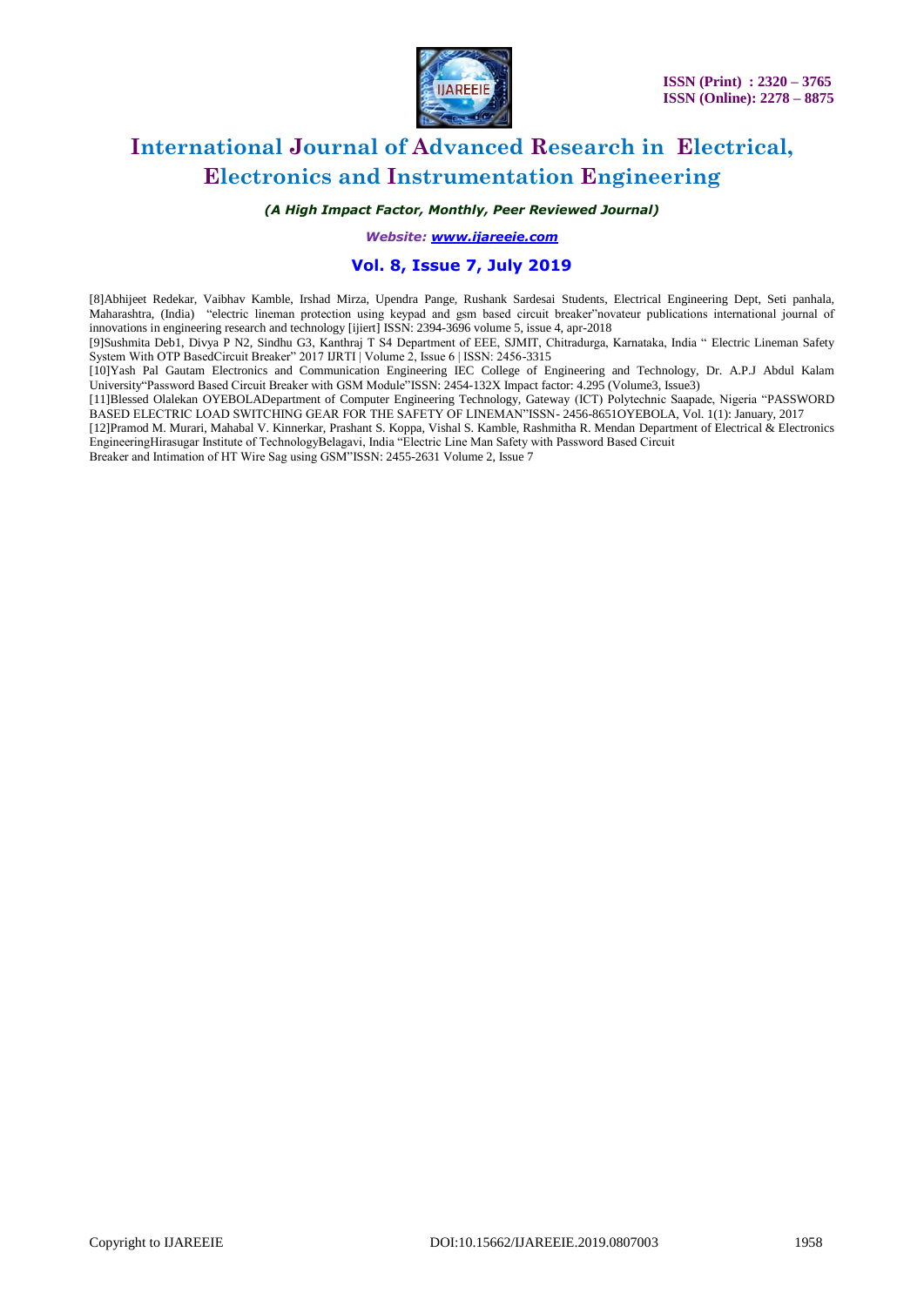[8]Abhijeet Redekar, Vaibhav Kamble, Irshad Mirza, Upendra Pange, Rushank Sardesai Students, Electrical Engineering Dept, Seti panhala, Maharashtra, (India) "electric lineman protection using keypad and gsm based circuit breaker"novateur publications international journal of innovations in engineering research and technology [ijiert] ISSN: 2394-3696 volume 5, issue 4, apr-2018

[9]Sushmita Deb1, Divya P N2, Sindhu G3, Kanthraj T S4 Department of EEE, SJMIT, Chitradurga, Karnataka, India " Electric Lineman Safety System With OTP BasedCircuit Breaker" 2017 IJRTI | Volume 2, Issue 6 | ISSN: 2456-3315

[10]Yash Pal Gautam Electronics and Communication Engineering IEC College of Engineering and Technology, Dr. A.P.J Abdul Kalam University"Password Based Circuit Breaker with GSM Module"ISSN: 2454-132X Impact factor: 4.295 (Volume3, Issue3)

[11]Blessed Olalekan OYEBOLADepartment of Computer Engineering Technology, Gateway (ICT) Polytechnic Saapade, Nigeria "PASSWORD BASED ELECTRIC LOAD SWITCHING GEAR FOR THE SAFETY OF LINEMAN"ISSN- 2456-8651OYEBOLA, Vol. 1(1): January, 2017

[12]Pramod M. Murari, Mahabal V. Kinnerkar, Prashant S. Koppa, Vishal S. Kamble, Rashmitha R. Mendan Department of Electrical & Electronics EngineeringHirasugar Institute of TechnologyBelagavi, India "Electric Line Man Safety with Password Based Circuit Breaker and Intimation of HT Wire Sag using GSM"ISSN: 2455-2631 Volume 2, Issue 7